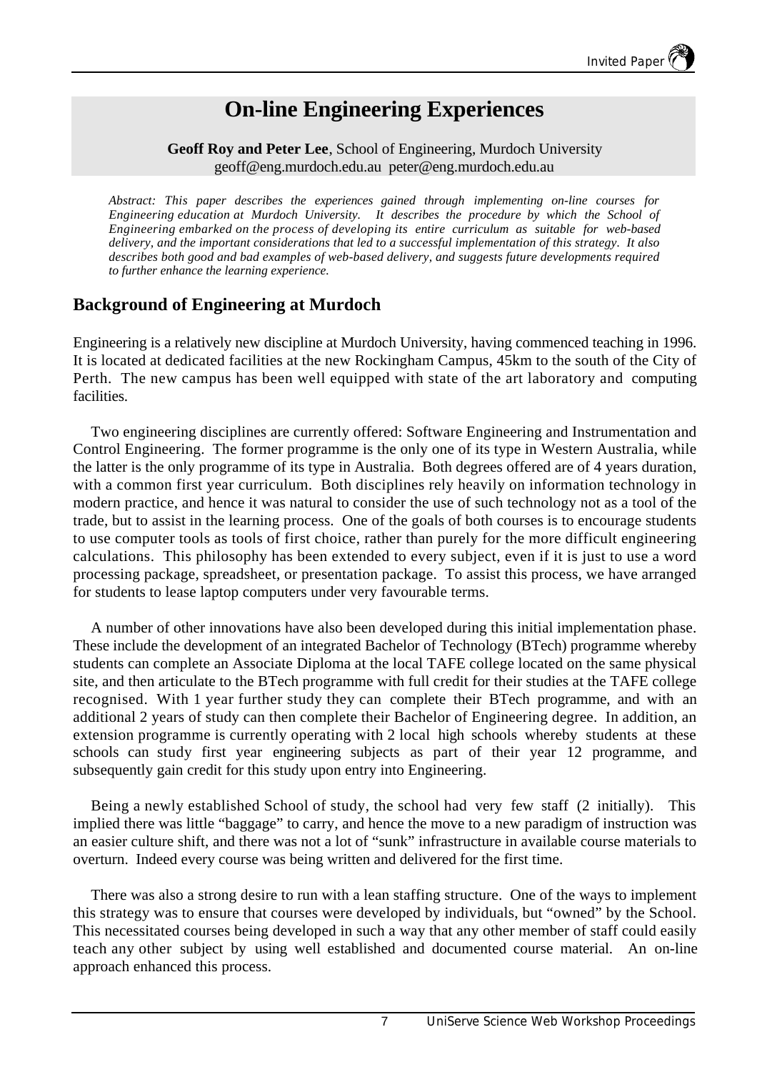# On-line Engineering Experiences

**Geoff Roy and Peter Lee**, School of Engineering, Murdoch University
geoff@eng.murdoch.edu.au peter@eng.murdoch.edu.au

*Abstract: This paper describes the experiences gained through implementing on-line courses for Engineering education at Murdoch University. It describes the procedure by which the School of Engineering embarked on the process of developing its entire curriculum as suitable for web-based delivery, and the important considerations that led to a successful implementation of this strategy. It also describes both good and bad examples of web-based delivery, and suggests future developments required to further enhance the learning experience.*

## Background of Engineering at Murdoch

Engineering is a relatively new discipline at Murdoch University, having commenced teaching in 1996. It is located at dedicated facilities at the new Rockingham Campus, 45km to the south of the City of Perth. The new campus has been well equipped with state of the art laboratory and computing facilities.

Two engineering disciplines are currently offered: Software Engineering and Instrumentation and Control Engineering. The former programme is the only one of its type in Western Australia, while the latter is the only programme of its type in Australia. Both degrees offered are of 4 years duration, with a common first year curriculum. Both disciplines rely heavily on information technology in modern practice, and hence it was natural to consider the use of such technology not as a tool of the trade, but to assist in the learning process. One of the goals of both courses is to encourage students to use computer tools as tools of first choice, rather than purely for the more difficult engineering calculations. This philosophy has been extended to every subject, even if it is just to use a word processing package, spreadsheet, or presentation package. To assist this process, we have arranged for students to lease laptop computers under very favourable terms.

A number of other innovations have also been developed during this initial implementation phase. These include the development of an integrated Bachelor of Technology (BTech) programme whereby students can complete an Associate Diploma at the local TAFE college located on the same physical site, and then articulate to the BTech programme with full credit for their studies at the TAFE college recognised. With 1 year further study they can complete their BTech programme, and with an additional 2 years of study can then complete their Bachelor of Engineering degree. In addition, an extension programme is currently operating with 2 local high schools whereby students at these schools can study first year engineering subjects as part of their year 12 programme, and subsequently gain credit for this study upon entry into Engineering.

Being a newly established School of study, the school had very few staff (2 initially). This implied there was little "baggage" to carry, and hence the move to a new paradigm of instruction was an easier culture shift, and there was not a lot of "sunk" infrastructure in available course materials to overturn. Indeed every course was being written and delivered for the first time.

There was also a strong desire to run with a lean staffing structure. One of the ways to implement this strategy was to ensure that courses were developed by individuals, but "owned" by the School. This necessitated courses being developed in such a way that any other member of staff could easily teach any other subject by using well established and documented course material. An on-line approach enhanced this process.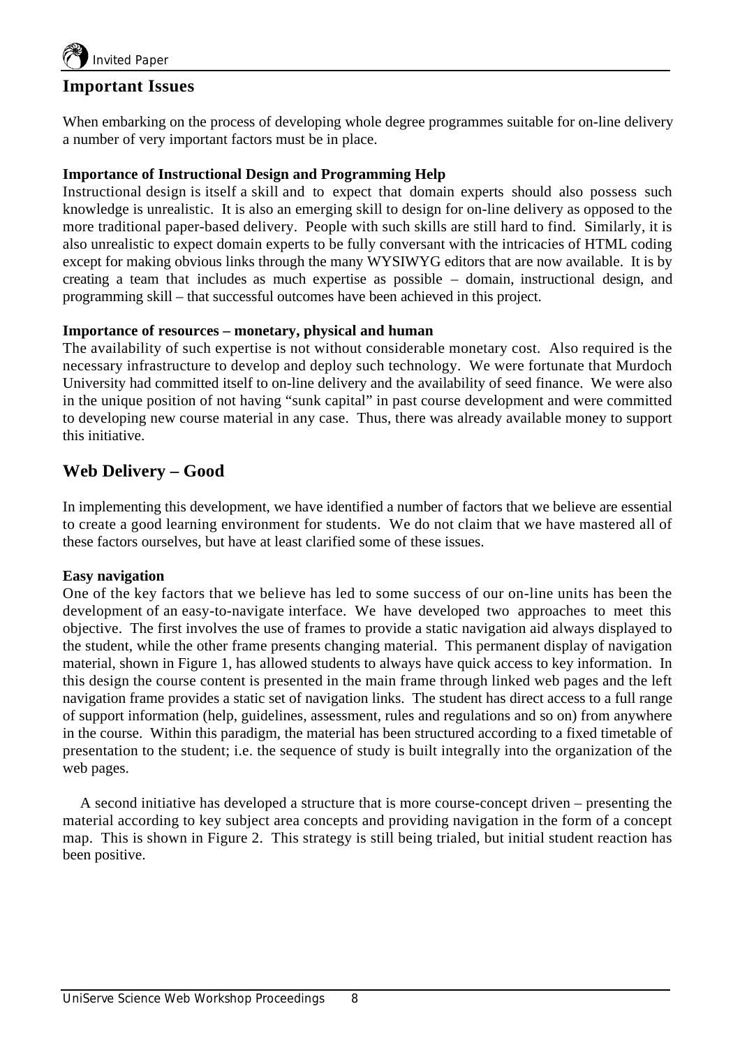## Important Issues

When embarking on the process of developing whole degree programmes suitable for on-line delivery a number of very important factors must be in place.

**Importance of Instructional Design and Programming Help**

Instructional design is itself a skill and to expect that domain experts should also possess such knowledge is unrealistic. It is also an emerging skill to design for on-line delivery as opposed to the more traditional paper-based delivery. People with such skills are still hard to find. Similarly, it is also unrealistic to expect domain experts to be fully conversant with the intricacies of HTML coding except for making obvious links through the many WYSIWYG editors that are now available. It is by creating a team that includes as much expertise as possible – domain, instructional design, and programming skill – that successful outcomes have been achieved in this project.

**Importance of resources – monetary, physical and human**

The availability of such expertise is not without considerable monetary cost. Also required is the necessary infrastructure to develop and deploy such technology. We were fortunate that Murdoch University had committed itself to on-line delivery and the availability of seed finance. We were also in the unique position of not having "sunk capital" in past course development and were committed to developing new course material in any case. Thus, there was already available money to support this initiative.

## Web Delivery – Good

In implementing this development, we have identified a number of factors that we believe are essential to create a good learning environment for students. We do not claim that we have mastered all of these factors ourselves, but have at least clarified some of these issues.

**Easy navigation**

One of the key factors that we believe has led to some success of our on-line units has been the development of an easy-to-navigate interface. We have developed two approaches to meet this objective. The first involves the use of frames to provide a static navigation aid always displayed to the student, while the other frame presents changing material. This permanent display of navigation material, shown in Figure 1, has allowed students to always have quick access to key information. In this design the course content is presented in the main frame through linked web pages and the left navigation frame provides a static set of navigation links. The student has direct access to a full range of support information (help, guidelines, assessment, rules and regulations and so on) from anywhere in the course. Within this paradigm, the material has been structured according to a fixed timetable of presentation to the student; i.e. the sequence of study is built integrally into the organization of the web pages.

A second initiative has developed a structure that is more course-concept driven – presenting the material according to key subject area concepts and providing navigation in the form of a concept map. This is shown in Figure 2. This strategy is still being trialed, but initial student reaction has been positive.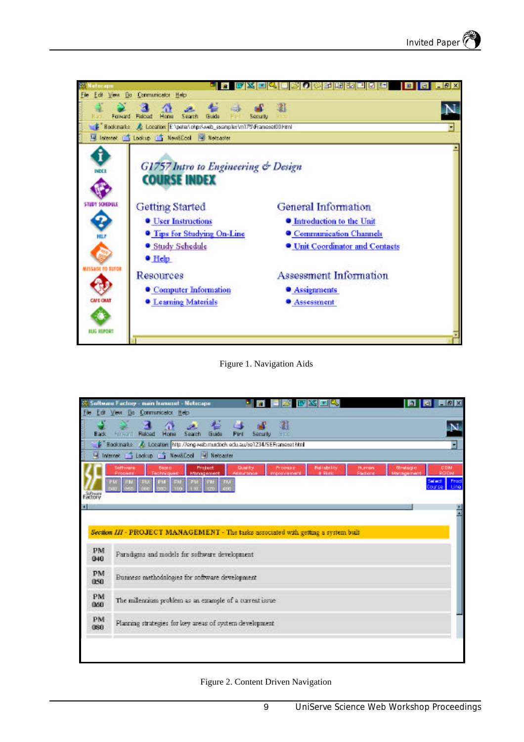Figure 1. Navigation Aids

Figure 2. Content Driven Navigation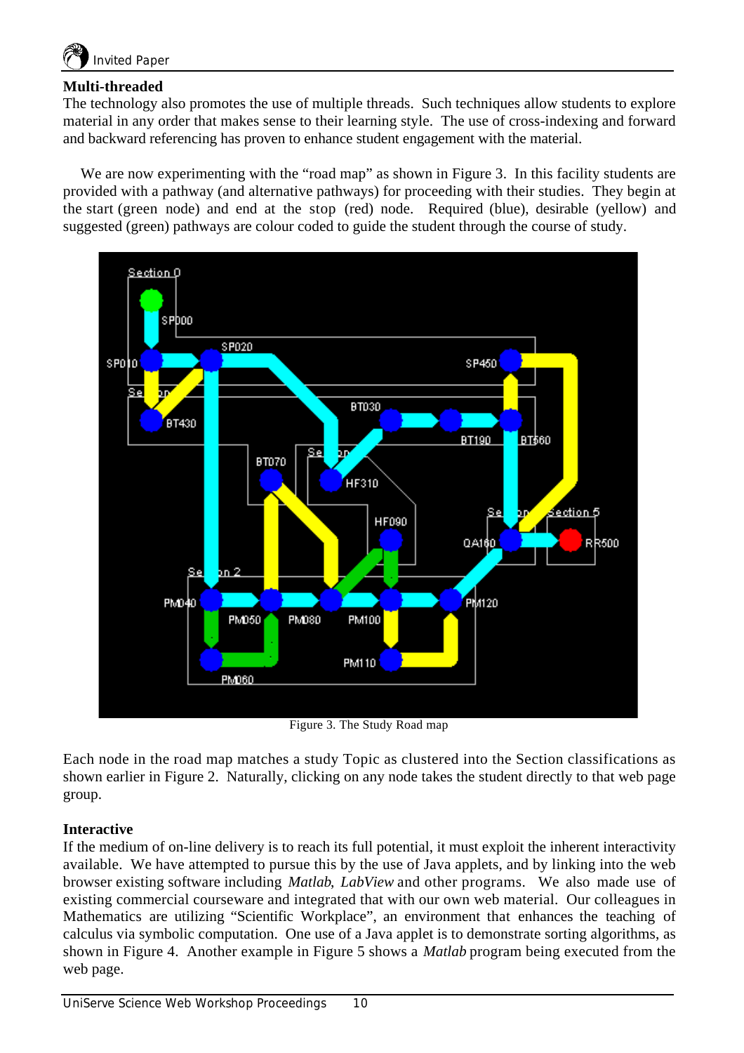**Multi-threaded**

The technology also promotes the use of multiple threads. Such techniques allow students to explore material in any order that makes sense to their learning style. The use of cross-indexing and forward and backward referencing has proven to enhance student engagement with the material.

We are now experimenting with the "road map" as shown in Figure 3. In this facility students are provided with a pathway (and alternative pathways) for proceeding with their studies. They begin at the start (green node) and end at the stop (red) node. Required (blue), desirable (yellow) and suggested (green) pathways are colour coded to guide the student through the course of study.

Figure 3. The Study Road map

Each node in the road map matches a study Topic as clustered into the Section classifications as shown earlier in Figure 2. Naturally, clicking on any node takes the student directly to that web page group.

**Interactive**

If the medium of on-line delivery is to reach its full potential, it must exploit the inherent interactivity available. We have attempted to pursue this by the use of Java applets, and by linking into the web browser existing software including *Matlab*, *LabView* and other programs. We also made use of existing commercial courseware and integrated that with our own web material. Our colleagues in Mathematics are utilizing "Scientific Workplace", an environment that enhances the teaching of calculus via symbolic computation. One use of a Java applet is to demonstrate sorting algorithms, as shown in Figure 4. Another example in Figure 5 shows a *Matlab* program being executed from the web page.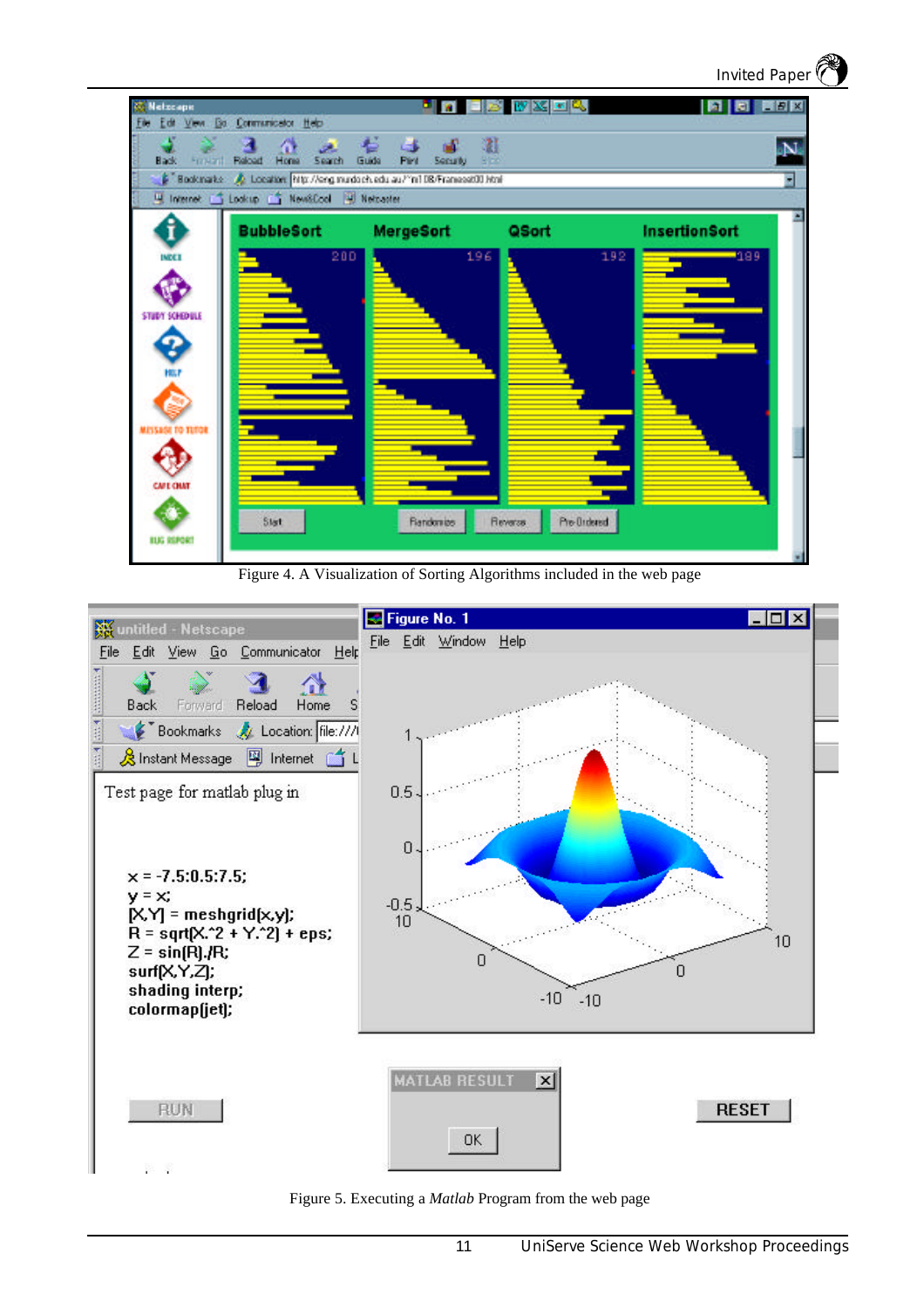Figure 4. A Visualization of Sorting Algorithms included in the web page

Figure 5. Executing a *Matlab* Program from the web page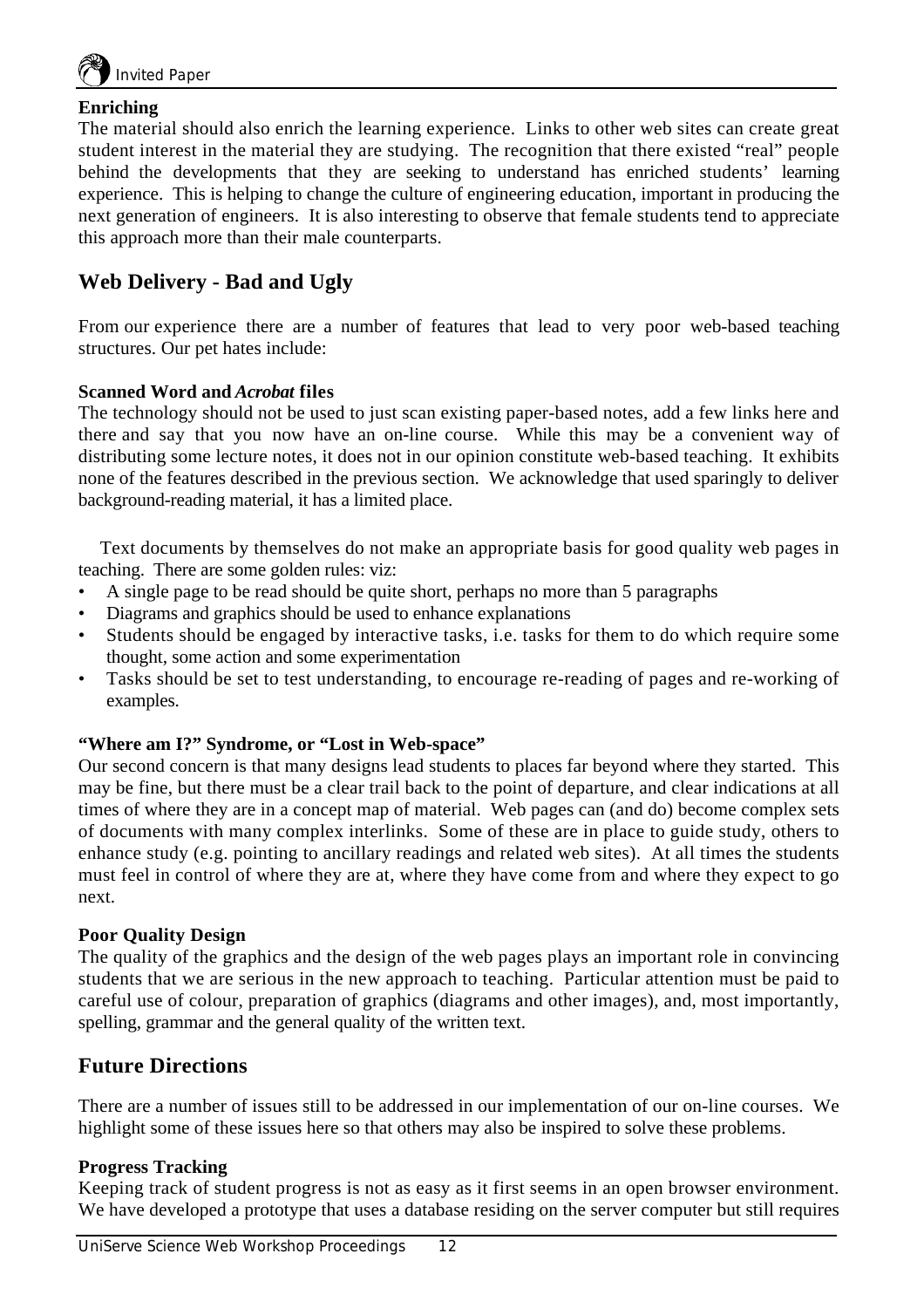**Enriching**

The material should also enrich the learning experience. Links to other web sites can create great student interest in the material they are studying. The recognition that there existed "real" people behind the developments that they are seeking to understand has enriched students' learning experience. This is helping to change the culture of engineering education, important in producing the next generation of engineers. It is also interesting to observe that female students tend to appreciate this approach more than their male counterparts.

## Web Delivery - Bad and Ugly

From our experience there are a number of features that lead to very poor web-based teaching structures. Our pet hates include:

**Scanned Word and *Acrobat* files**

The technology should not be used to just scan existing paper-based notes, add a few links here and there and say that you now have an on-line course. While this may be a convenient way of distributing some lecture notes, it does not in our opinion constitute web-based teaching. It exhibits none of the features described in the previous section. We acknowledge that used sparingly to deliver background-reading material, it has a limited place.

Text documents by themselves do not make an appropriate basis for good quality web pages in teaching. There are some golden rules: viz:

- A single page to be read should be quite short, perhaps no more than 5 paragraphs
- Diagrams and graphics should be used to enhance explanations
- Students should be engaged by interactive tasks, i.e. tasks for them to do which require some thought, some action and some experimentation
- Tasks should be set to test understanding, to encourage re-reading of pages and re-working of examples.

**"Where am I?" Syndrome, or "Lost in Web-space"**

Our second concern is that many designs lead students to places far beyond where they started. This may be fine, but there must be a clear trail back to the point of departure, and clear indications at all times of where they are in a concept map of material. Web pages can (and do) become complex sets of documents with many complex interlinks. Some of these are in place to guide study, others to enhance study (e.g. pointing to ancillary readings and related web sites). At all times the students must feel in control of where they are at, where they have come from and where they expect to go next.

**Poor Quality Design**

The quality of the graphics and the design of the web pages plays an important role in convincing students that we are serious in the new approach to teaching. Particular attention must be paid to careful use of colour, preparation of graphics (diagrams and other images), and, most importantly, spelling, grammar and the general quality of the written text.

## Future Directions

There are a number of issues still to be addressed in our implementation of our on-line courses. We highlight some of these issues here so that others may also be inspired to solve these problems.

**Progress Tracking**

Keeping track of student progress is not as easy as it first seems in an open browser environment. We have developed a prototype that uses a database residing on the server computer but still requires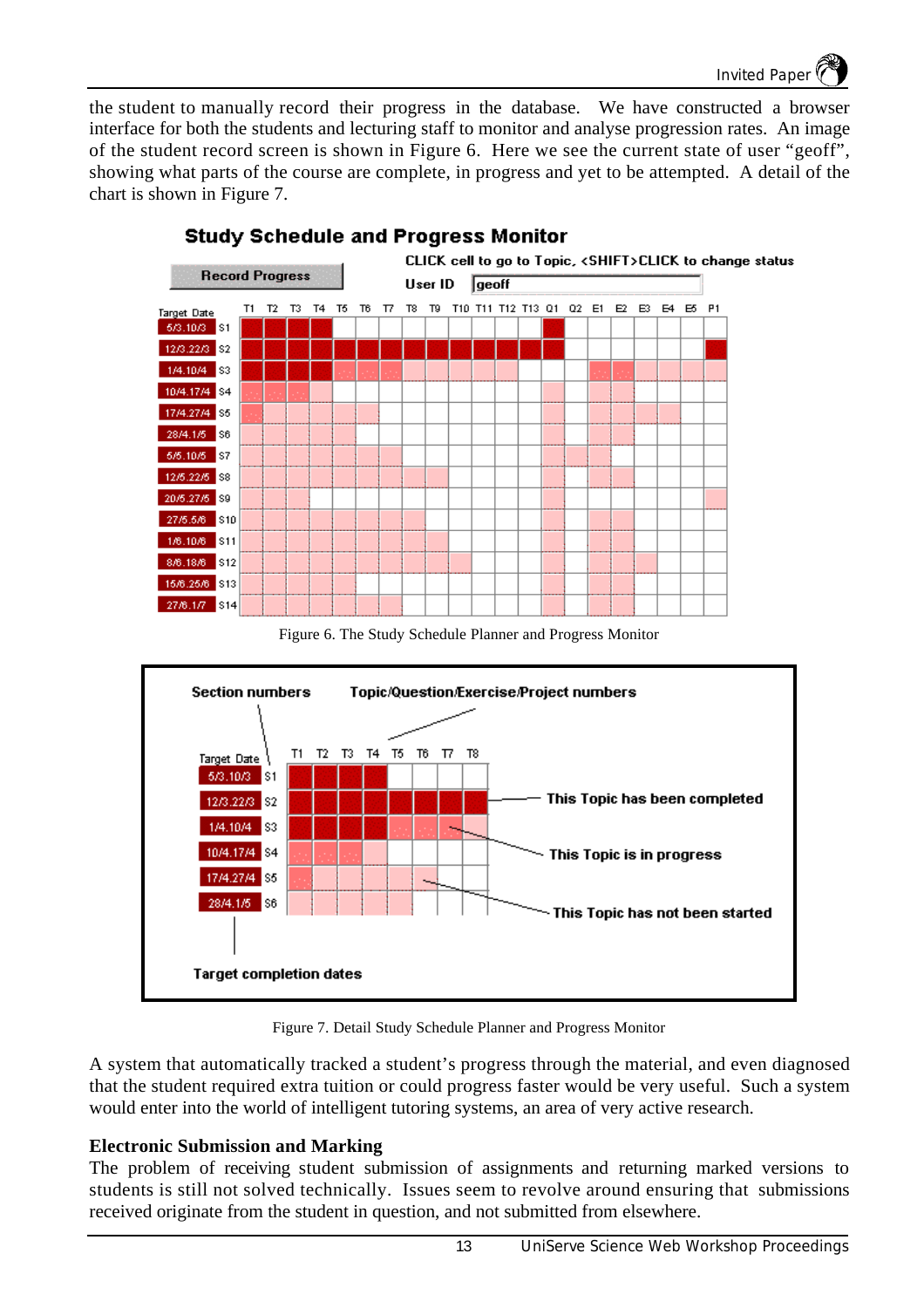the student to manually record their progress in the database. We have constructed a browser interface for both the students and lecturing staff to monitor and analyse progression rates. An image of the student record screen is shown in Figure 6. Here we see the current state of user "geoff", showing what parts of the course are complete, in progress and yet to be attempted. A detail of the chart is shown in Figure 7.

Figure 6. The Study Schedule Planner and Progress Monitor

Figure 7. Detail Study Schedule Planner and Progress Monitor

A system that automatically tracked a student's progress through the material, and even diagnosed that the student required extra tuition or could progress faster would be very useful. Such a system would enter into the world of intelligent tutoring systems, an area of very active research.

**Electronic Submission and Marking**

The problem of receiving student submission of assignments and returning marked versions to students is still not solved technically. Issues seem to revolve around ensuring that submissions received originate from the student in question, and not submitted from elsewhere.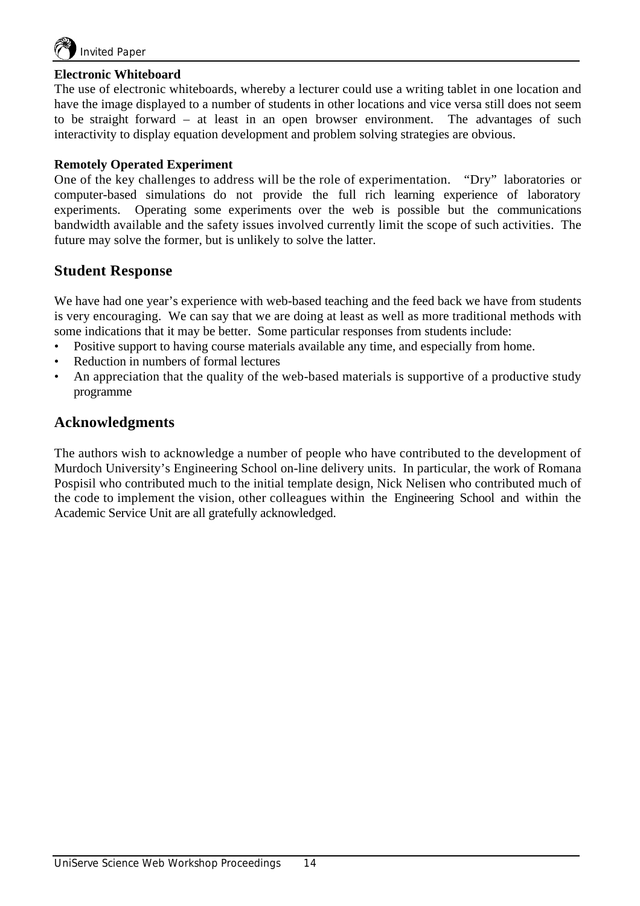### Electronic Whiteboard

The use of electronic whiteboards, whereby a lecturer could use a writing tablet in one location and have the image displayed to a number of students in other locations and vice versa still does not seem to be straight forward – at least in an open browser environment. The advantages of such interactivity to display equation development and problem solving strategies are obvious.

### Remotely Operated Experiment

One of the key challenges to address will be the role of experimentation. "Dry" laboratories or computer-based simulations do not provide the full rich learning experience of laboratory experiments. Operating some experiments over the web is possible but the communications bandwidth available and the safety issues involved currently limit the scope of such activities. The future may solve the former, but is unlikely to solve the latter.

## Student Response

We have had one year's experience with web-based teaching and the feed back we have from students is very encouraging. We can say that we are doing at least as well as more traditional methods with some indications that it may be better. Some particular responses from students include:

- Positive support to having course materials available any time, and especially from home.
- Reduction in numbers of formal lectures
- An appreciation that the quality of the web-based materials is supportive of a productive study programme

## Acknowledgments

The authors wish to acknowledge a number of people who have contributed to the development of Murdoch University's Engineering School on-line delivery units. In particular, the work of Romana Pospisil who contributed much to the initial template design, Nick Nelisen who contributed much of the code to implement the vision, other colleagues within the Engineering School and within the Academic Service Unit are all gratefully acknowledged.